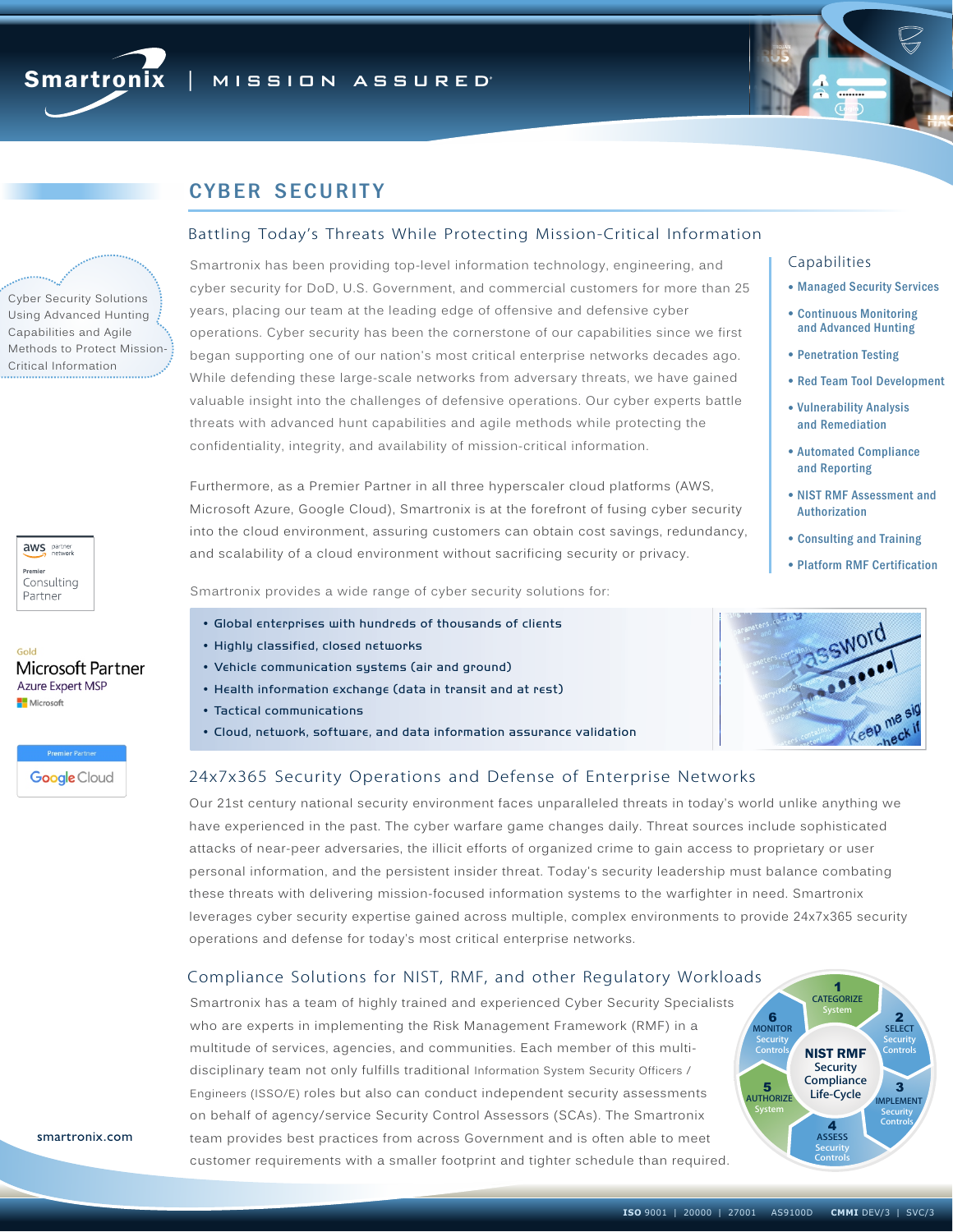Smartronix | MISSION ASSURED

# CYBER SECURITY

## Battling Today's Threats While Protecting Mission-Critical Information

Cyber Security Solutions Using Advanced Hunting Capabilities and Agile Methods to Protect Mission-Critical Information

Smartronix has been providing top-level information technology, engineering, and cyber security for DoD, U.S. Government, and commercial customers for more than 25 years, placing our team at the leading edge of offensive and defensive cyber operations. Cyber security has been the cornerstone of our capabilities since we first began supporting one of our nation's most critical enterprise networks decades ago. While defending these large-scale networks from adversary threats, we have gained valuable insight into the challenges of defensive operations. Our cyber experts battle threats with advanced hunt capabilities and agile methods while protecting the confidentiality, integrity, and availability of mission-critical information.

Furthermore, as a Premier Partner in all three hyperscaler cloud platforms (AWS, Microsoft Azure, Google Cloud), Smartronix is at the forefront of fusing cyber security into the cloud environment, assuring customers can obtain cost savings, redundancy, and scalability of a cloud environment without sacrificing security or privacy.

Smartronix provides a wide range of cyber security solutions for:

- Global enterprises with hundreds of thousands of clients
- Highly classified, closed networks
- Vehicle communication systems (air and ground)
- Health information exchange (data in transit and at rest)
- Tactical communications
- Cloud, network, software, and data information assurance validation

### Capabilities

- Managed Security Services
- Continuous Monitoring and Advanced Hunting
- Penetration Testing
- Red Team Tool Development
- Vulnerability Analysis and Remediation
- Automated Compliance and Reporting
- NIST RMF Assessment and Authorization
- Consulting and Training
- Platform RMF Certification

aws partner network — Premier Consulting Partner

Gold Microsoft Partner — Azure Expert MSP — Microsoft

Premier Partner — Google Cloud

## 24x7x365 Security Operations and Defense of Enterprise Networks

Our 21st century national security environment faces unparalleled threats in today's world unlike anything we have experienced in the past. The cyber warfare game changes daily. Threat sources include sophisticated attacks of near-peer adversaries, the illicit efforts of organized crime to gain access to proprietary or user personal information, and the persistent insider threat. Today's security leadership must balance combating these threats with delivering mission-focused information systems to the warfighter in need. Smartronix leverages cyber security expertise gained across multiple, complex environments to provide 24x7x365 security operations and defense for today's most critical enterprise networks.

## Compliance Solutions for NIST, RMF, and other Regulatory Workloads

Smartronix has a team of highly trained and experienced Cyber Security Specialists who are experts in implementing the Risk Management Framework (RMF) in a multitude of services, agencies, and communities. Each member of this multi-disciplinary team not only fulfills traditional Information System Security Officers / Engineers (ISSO/E) roles but also can conduct independent security assessments on behalf of agency/service Security Control Assessors (SCAs). The Smartronix team provides best practices from across Government and is often able to meet customer requirements with a smaller footprint and tighter schedule than required.

**NIST RMF Security Compliance Life-Cycle**

1. CATEGORIZE System
2. SELECT Security Controls
3. IMPLEMENT Security Controls
4. ASSESS Security Controls
5. AUTHORIZE System
6. MONITOR Security Controls

smartronix.com

ISO 9001 | 20000 | 27001 AS9100D CMMI DEV/3 | SVC/3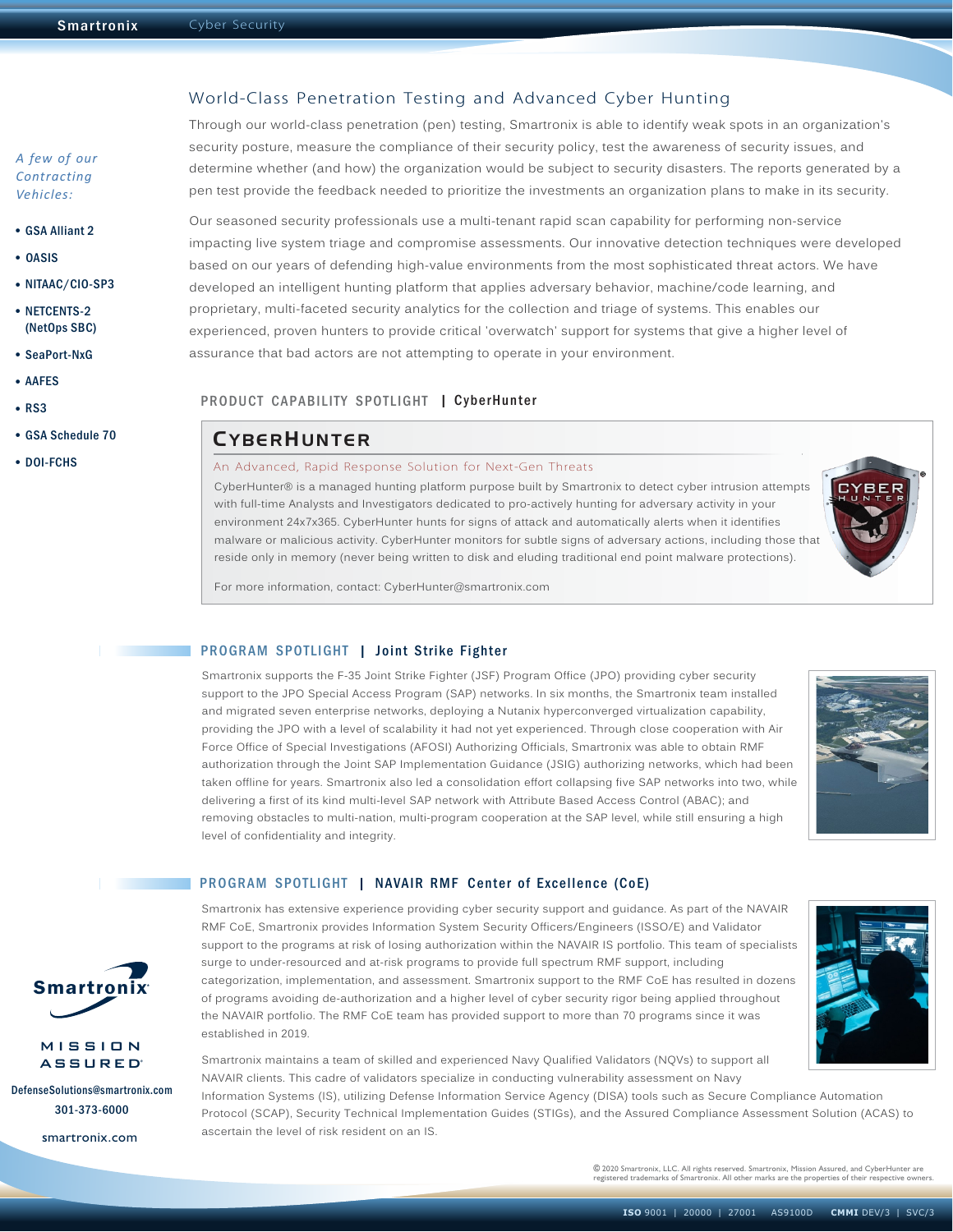## World-Class Penetration Testing and Advanced Cyber Hunting

Through our world-class penetration (pen) testing, Smartronix is able to identify weak spots in an organization's security posture, measure the compliance of their security policy, test the awareness of security issues, and determine whether (and how) the organization would be subject to security disasters. The reports generated by a pen test provide the feedback needed to prioritize the investments an organization plans to make in its security.

Our seasoned security professionals use a multi-tenant rapid scan capability for performing non-service impacting live system triage and compromise assessments. Our innovative detection techniques were developed based on our years of defending high-value environments from the most sophisticated threat actors. We have developed an intelligent hunting platform that applies adversary behavior, machine/code learning, and proprietary, multi-faceted security analytics for the collection and triage of systems. This enables our experienced, proven hunters to provide critical 'overwatch' support for systems that give a higher level of assurance that bad actors are not attempting to operate in your environment.

*A few of our Contracting Vehicles:*

- GSA Alliant 2
- OASIS
- NITAAC/CIO-SP3
- NETCENTS-2 (NetOps SBC)
- SeaPort-NxG
- AAFES
- RS3
- GSA Schedule 70
- DOI-FCHS

### PRODUCT CAPABILITY SPOTLIGHT | CyberHunter

**CYBERHUNTER**

An Advanced, Rapid Response Solution for Next-Gen Threats

CyberHunter® is a managed hunting platform purpose built by Smartronix to detect cyber intrusion attempts with full-time Analysts and Investigators dedicated to pro-actively hunting for adversary activity in your environment 24x7x365. CyberHunter hunts for signs of attack and automatically alerts when it identifies malware or malicious activity. CyberHunter monitors for subtle signs of adversary actions, including those that reside only in memory (never being written to disk and eluding traditional end point malware protections).

For more information, contact: CyberHunter@smartronix.com

### PROGRAM SPOTLIGHT | Joint Strike Fighter

Smartronix supports the F-35 Joint Strike Fighter (JSF) Program Office (JPO) providing cyber security support to the JPO Special Access Program (SAP) networks. In six months, the Smartronix team installed and migrated seven enterprise networks, deploying a Nutanix hyperconverged virtualization capability, providing the JPO with a level of scalability it had not yet experienced. Through close cooperation with Air Force Office of Special Investigations (AFOSI) Authorizing Officials, Smartronix was able to obtain RMF authorization through the Joint SAP Implementation Guidance (JSIG) authorizing networks, which had been taken offline for years. Smartronix also led a consolidation effort collapsing five SAP networks into two, while delivering a first of its kind multi-level SAP network with Attribute Based Access Control (ABAC); and removing obstacles to multi-nation, multi-program cooperation at the SAP level, while still ensuring a high level of confidentiality and integrity.

### PROGRAM SPOTLIGHT | NAVAIR RMF Center of Excellence (CoE)

Smartronix has extensive experience providing cyber security support and guidance. As part of the NAVAIR RMF CoE, Smartronix provides Information System Security Officers/Engineers (ISSO/E) and Validator support to the programs at risk of losing authorization within the NAVAIR IS portfolio. This team of specialists surge to under-resourced and at-risk programs to provide full spectrum RMF support, including categorization, implementation, and assessment. Smartronix support to the RMF CoE has resulted in dozens of programs avoiding de-authorization and a higher level of cyber security rigor being applied throughout the NAVAIR portfolio. The RMF CoE team has provided support to more than 70 programs since it was established in 2019.

Smartronix maintains a team of skilled and experienced Navy Qualified Validators (NQVs) to support all NAVAIR clients. This cadre of validators specialize in conducting vulnerability assessment on Navy Information Systems (IS), utilizing Defense Information Service Agency (DISA) tools such as Secure Compliance Automation Protocol (SCAP), Security Technical Implementation Guides (STIGs), and the Assured Compliance Assessment Solution (ACAS) to ascertain the level of risk resident on an IS.

**Smartronix**

MISSION ASSURED®

DefenseSolutions@smartronix.com

301-373-6000

smartronix.com

© 2020 Smartronix, LLC. All rights reserved. Smartronix, Mission Assured, and CyberHunter are registered trademarks of Smartronix. All other marks are the properties of their respective owners.

**ISO** 9001 | 20000 | 27001 AS9100D **CMMI** DEV/3 | SVC/3